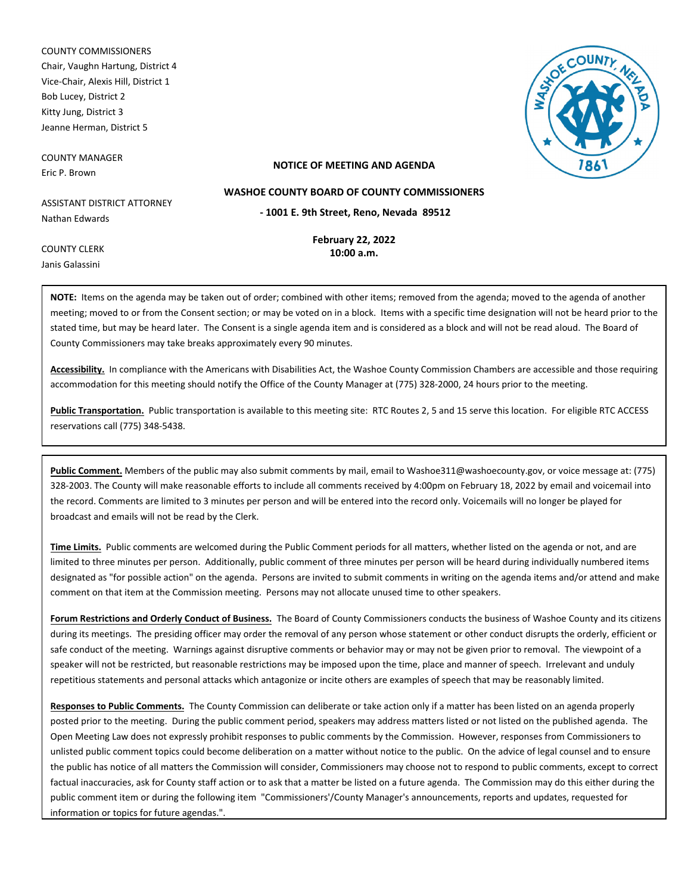COUNTY COMMISSIONERS
Chair, Vaughn Hartung, District 4
Vice-Chair, Alexis Hill, District 1
Bob Lucey, District 2
Kitty Jung, District 3
Jeanne Herman, District 5

COUNTY MANAGER
Eric P. Brown

ASSISTANT DISTRICT ATTORNEY
Nathan Edwards

COUNTY CLERK
Janis Galassini

**NOTICE OF MEETING AND AGENDA**

**WASHOE COUNTY BOARD OF COUNTY COMMISSIONERS**

**- 1001 E. 9th Street, Reno, Nevada 89512**

**February 22, 2022**
**10:00 a.m.**

**NOTE:** Items on the agenda may be taken out of order; combined with other items; removed from the agenda; moved to the agenda of another meeting; moved to or from the Consent section; or may be voted on in a block. Items with a specific time designation will not be heard prior to the stated time, but may be heard later. The Consent is a single agenda item and is considered as a block and will not be read aloud. The Board of County Commissioners may take breaks approximately every 90 minutes.

**Accessibility.** In compliance with the Americans with Disabilities Act, the Washoe County Commission Chambers are accessible and those requiring accommodation for this meeting should notify the Office of the County Manager at (775) 328-2000, 24 hours prior to the meeting.

**Public Transportation.** Public transportation is available to this meeting site: RTC Routes 2, 5 and 15 serve this location. For eligible RTC ACCESS reservations call (775) 348-5438.

**Public Comment.** Members of the public may also submit comments by mail, email to Washoe311@washoecounty.gov, or voice message at: (775) 328-2003. The County will make reasonable efforts to include all comments received by 4:00pm on February 18, 2022 by email and voicemail into the record. Comments are limited to 3 minutes per person and will be entered into the record only. Voicemails will no longer be played for broadcast and emails will not be read by the Clerk.

**Time Limits.** Public comments are welcomed during the Public Comment periods for all matters, whether listed on the agenda or not, and are limited to three minutes per person. Additionally, public comment of three minutes per person will be heard during individually numbered items designated as "for possible action" on the agenda. Persons are invited to submit comments in writing on the agenda items and/or attend and make comment on that item at the Commission meeting. Persons may not allocate unused time to other speakers.

**Forum Restrictions and Orderly Conduct of Business.** The Board of County Commissioners conducts the business of Washoe County and its citizens during its meetings. The presiding officer may order the removal of any person whose statement or other conduct disrupts the orderly, efficient or safe conduct of the meeting. Warnings against disruptive comments or behavior may or may not be given prior to removal. The viewpoint of a speaker will not be restricted, but reasonable restrictions may be imposed upon the time, place and manner of speech. Irrelevant and unduly repetitious statements and personal attacks which antagonize or incite others are examples of speech that may be reasonably limited.

**Responses to Public Comments.** The County Commission can deliberate or take action only if a matter has been listed on an agenda properly posted prior to the meeting. During the public comment period, speakers may address matters listed or not listed on the published agenda. The Open Meeting Law does not expressly prohibit responses to public comments by the Commission. However, responses from Commissioners to unlisted public comment topics could become deliberation on a matter without notice to the public. On the advice of legal counsel and to ensure the public has notice of all matters the Commission will consider, Commissioners may choose not to respond to public comments, except to correct factual inaccuracies, ask for County staff action or to ask that a matter be listed on a future agenda. The Commission may do this either during the public comment item or during the following item "Commissioners'/County Manager's announcements, reports and updates, requested for information or topics for future agendas.".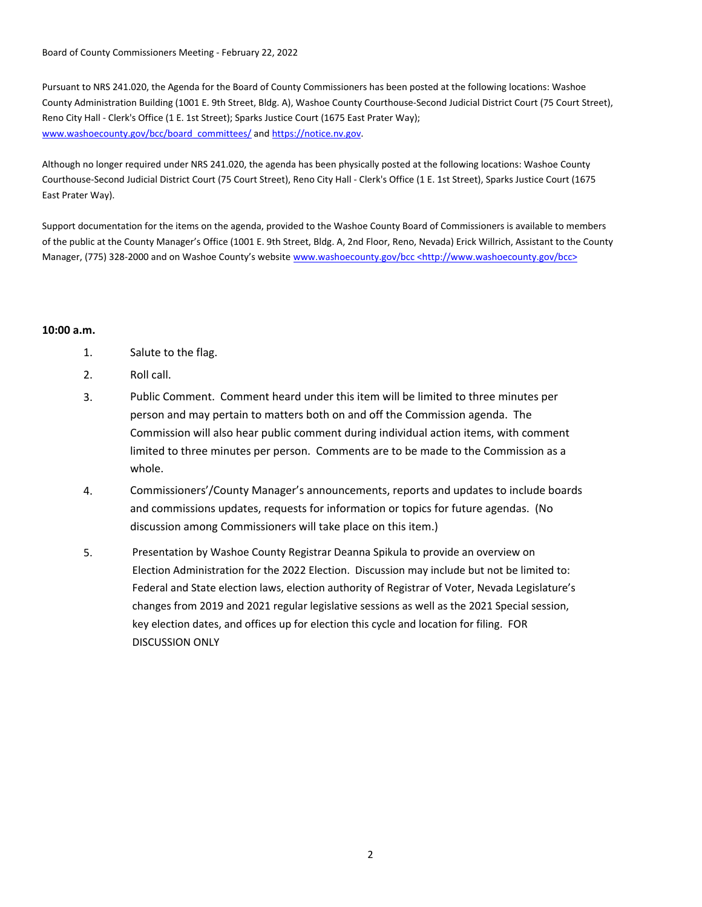Board of County Commissioners Meeting - February 22, 2022

Pursuant to NRS 241.020, the Agenda for the Board of County Commissioners has been posted at the following locations: Washoe County Administration Building (1001 E. 9th Street, Bldg. A), Washoe County Courthouse-Second Judicial District Court (75 Court Street), Reno City Hall - Clerk's Office (1 E. 1st Street); Sparks Justice Court (1675 East Prater Way); www.washoecounty.gov/bcc/board_committees/ and https://notice.nv.gov.

Although no longer required under NRS 241.020, the agenda has been physically posted at the following locations: Washoe County Courthouse-Second Judicial District Court (75 Court Street), Reno City Hall - Clerk's Office (1 E. 1st Street), Sparks Justice Court (1675 East Prater Way).

Support documentation for the items on the agenda, provided to the Washoe County Board of Commissioners is available to members of the public at the County Manager's Office (1001 E. 9th Street, Bldg. A, 2nd Floor, Reno, Nevada) Erick Willrich, Assistant to the County Manager, (775) 328-2000 and on Washoe County's website www.washoecounty.gov/bcc <http://www.washoecounty.gov/bcc>

**10:00 a.m.**

1. Salute to the flag.
2. Roll call.
3. Public Comment. Comment heard under this item will be limited to three minutes per person and may pertain to matters both on and off the Commission agenda. The Commission will also hear public comment during individual action items, with comment limited to three minutes per person. Comments are to be made to the Commission as a whole.
4. Commissioners'/County Manager's announcements, reports and updates to include boards and commissions updates, requests for information or topics for future agendas. (No discussion among Commissioners will take place on this item.)
5. Presentation by Washoe County Registrar Deanna Spikula to provide an overview on Election Administration for the 2022 Election. Discussion may include but not be limited to: Federal and State election laws, election authority of Registrar of Voter, Nevada Legislature's changes from 2019 and 2021 regular legislative sessions as well as the 2021 Special session, key election dates, and offices up for election this cycle and location for filing. FOR DISCUSSION ONLY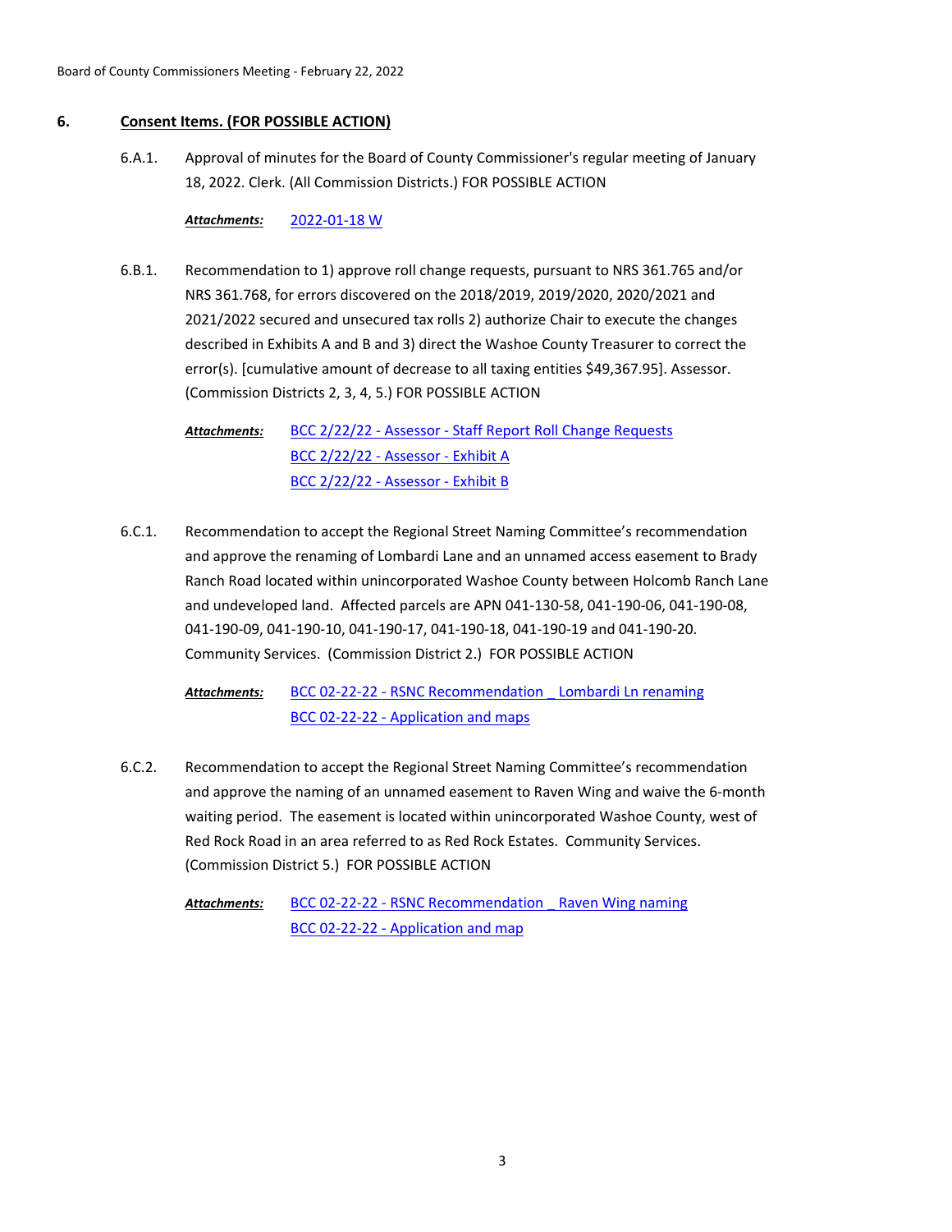## 6. **Consent Items. (FOR POSSIBLE ACTION)**

6.A.1. Approval of minutes for the Board of County Commissioner's regular meeting of January 18, 2022. Clerk. (All Commission Districts.) FOR POSSIBLE ACTION

***Attachments:*** 2022-01-18 W

6.B.1. Recommendation to 1) approve roll change requests, pursuant to NRS 361.765 and/or NRS 361.768, for errors discovered on the 2018/2019, 2019/2020, 2020/2021 and 2021/2022 secured and unsecured tax rolls 2) authorize Chair to execute the changes described in Exhibits A and B and 3) direct the Washoe County Treasurer to correct the error(s). [cumulative amount of decrease to all taxing entities $49,367.95]. Assessor. (Commission Districts 2, 3, 4, 5.) FOR POSSIBLE ACTION

***Attachments:*** BCC 2/22/22 - Assessor - Staff Report Roll Change Requests
BCC 2/22/22 - Assessor - Exhibit A
BCC 2/22/22 - Assessor - Exhibit B

6.C.1. Recommendation to accept the Regional Street Naming Committee's recommendation and approve the renaming of Lombardi Lane and an unnamed access easement to Brady Ranch Road located within unincorporated Washoe County between Holcomb Ranch Lane and undeveloped land. Affected parcels are APN 041-130-58, 041-190-06, 041-190-08, 041-190-09, 041-190-10, 041-190-17, 041-190-18, 041-190-19 and 041-190-20. Community Services. (Commission District 2.) FOR POSSIBLE ACTION

***Attachments:*** BCC 02-22-22 - RSNC Recommendation _ Lombardi Ln renaming
BCC 02-22-22 - Application and maps

6.C.2. Recommendation to accept the Regional Street Naming Committee's recommendation and approve the naming of an unnamed easement to Raven Wing and waive the 6-month waiting period. The easement is located within unincorporated Washoe County, west of Red Rock Road in an area referred to as Red Rock Estates. Community Services. (Commission District 5.) FOR POSSIBLE ACTION

***Attachments:*** BCC 02-22-22 - RSNC Recommendation _ Raven Wing naming
BCC 02-22-22 - Application and map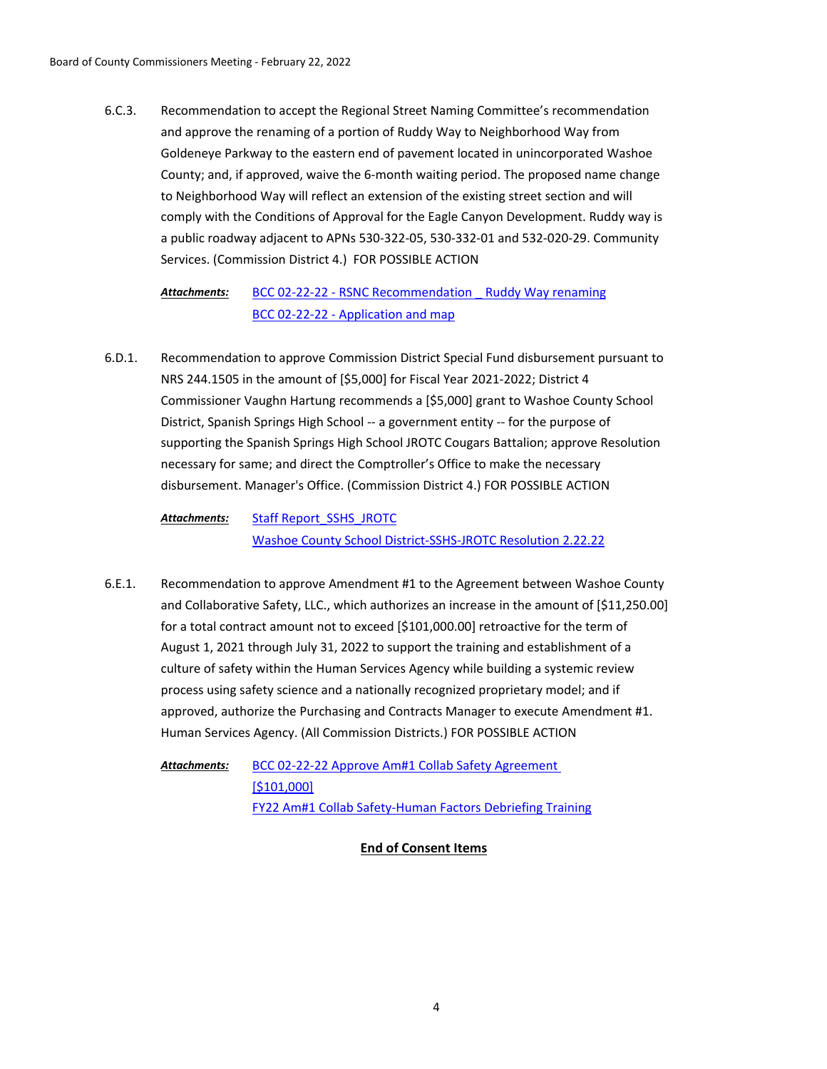6.C.3. Recommendation to accept the Regional Street Naming Committee's recommendation and approve the renaming of a portion of Ruddy Way to Neighborhood Way from Goldeneye Parkway to the eastern end of pavement located in unincorporated Washoe County; and, if approved, waive the 6-month waiting period. The proposed name change to Neighborhood Way will reflect an extension of the existing street section and will comply with the Conditions of Approval for the Eagle Canyon Development. Ruddy way is a public roadway adjacent to APNs 530-322-05, 530-332-01 and 532-020-29. Community Services. (Commission District 4.) FOR POSSIBLE ACTION

***Attachments:*** BCC 02-22-22 - RSNC Recommendation _ Ruddy Way renaming
BCC 02-22-22 - Application and map

6.D.1. Recommendation to approve Commission District Special Fund disbursement pursuant to NRS 244.1505 in the amount of [$5,000] for Fiscal Year 2021-2022; District 4 Commissioner Vaughn Hartung recommends a [$5,000] grant to Washoe County School District, Spanish Springs High School -- a government entity -- for the purpose of supporting the Spanish Springs High School JROTC Cougars Battalion; approve Resolution necessary for same; and direct the Comptroller's Office to make the necessary disbursement. Manager's Office. (Commission District 4.) FOR POSSIBLE ACTION

***Attachments:*** Staff Report_SSHS_JROTC
Washoe County School District-SSHS-JROTC Resolution 2.22.22

6.E.1. Recommendation to approve Amendment #1 to the Agreement between Washoe County and Collaborative Safety, LLC., which authorizes an increase in the amount of [$11,250.00] for a total contract amount not to exceed [$101,000.00] retroactive for the term of August 1, 2021 through July 31, 2022 to support the training and establishment of a culture of safety within the Human Services Agency while building a systemic review process using safety science and a nationally recognized proprietary model; and if approved, authorize the Purchasing and Contracts Manager to execute Amendment #1. Human Services Agency. (All Commission Districts.) FOR POSSIBLE ACTION

***Attachments:*** BCC 02-22-22 Approve Am#1 Collab Safety Agreement [$101,000]
FY22 Am#1 Collab Safety-Human Factors Debriefing Training

**End of Consent Items**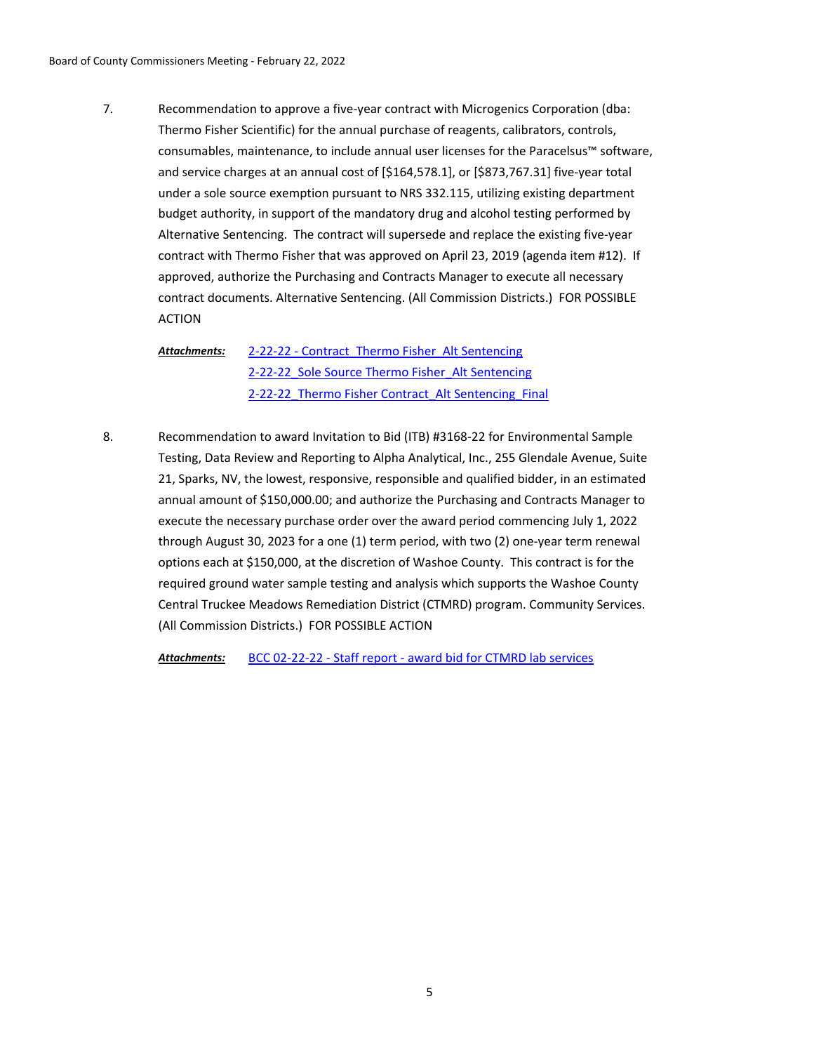7. Recommendation to approve a five-year contract with Microgenics Corporation (dba: Thermo Fisher Scientific) for the annual purchase of reagents, calibrators, controls, consumables, maintenance, to include annual user licenses for the Paracelsus™ software, and service charges at an annual cost of [$164,578.1], or [$873,767.31] five-year total under a sole source exemption pursuant to NRS 332.115, utilizing existing department budget authority, in support of the mandatory drug and alcohol testing performed by Alternative Sentencing. The contract will supersede and replace the existing five-year contract with Thermo Fisher that was approved on April 23, 2019 (agenda item #12). If approved, authorize the Purchasing and Contracts Manager to execute all necessary contract documents. Alternative Sentencing. (All Commission Districts.) FOR POSSIBLE ACTION

   ***Attachments:*** 2-22-22 - Contract_Thermo Fisher_Alt Sentencing
   2-22-22_Sole Source Thermo Fisher_Alt Sentencing
   2-22-22_Thermo Fisher Contract_Alt Sentencing_Final

8. Recommendation to award Invitation to Bid (ITB) #3168-22 for Environmental Sample Testing, Data Review and Reporting to Alpha Analytical, Inc., 255 Glendale Avenue, Suite 21, Sparks, NV, the lowest, responsive, responsible and qualified bidder, in an estimated annual amount of $150,000.00; and authorize the Purchasing and Contracts Manager to execute the necessary purchase order over the award period commencing July 1, 2022 through August 30, 2023 for a one (1) term period, with two (2) one-year term renewal options each at $150,000, at the discretion of Washoe County. This contract is for the required ground water sample testing and analysis which supports the Washoe County Central Truckee Meadows Remediation District (CTMRD) program. Community Services. (All Commission Districts.) FOR POSSIBLE ACTION

   ***Attachments:*** BCC 02-22-22 - Staff report - award bid for CTMRD lab services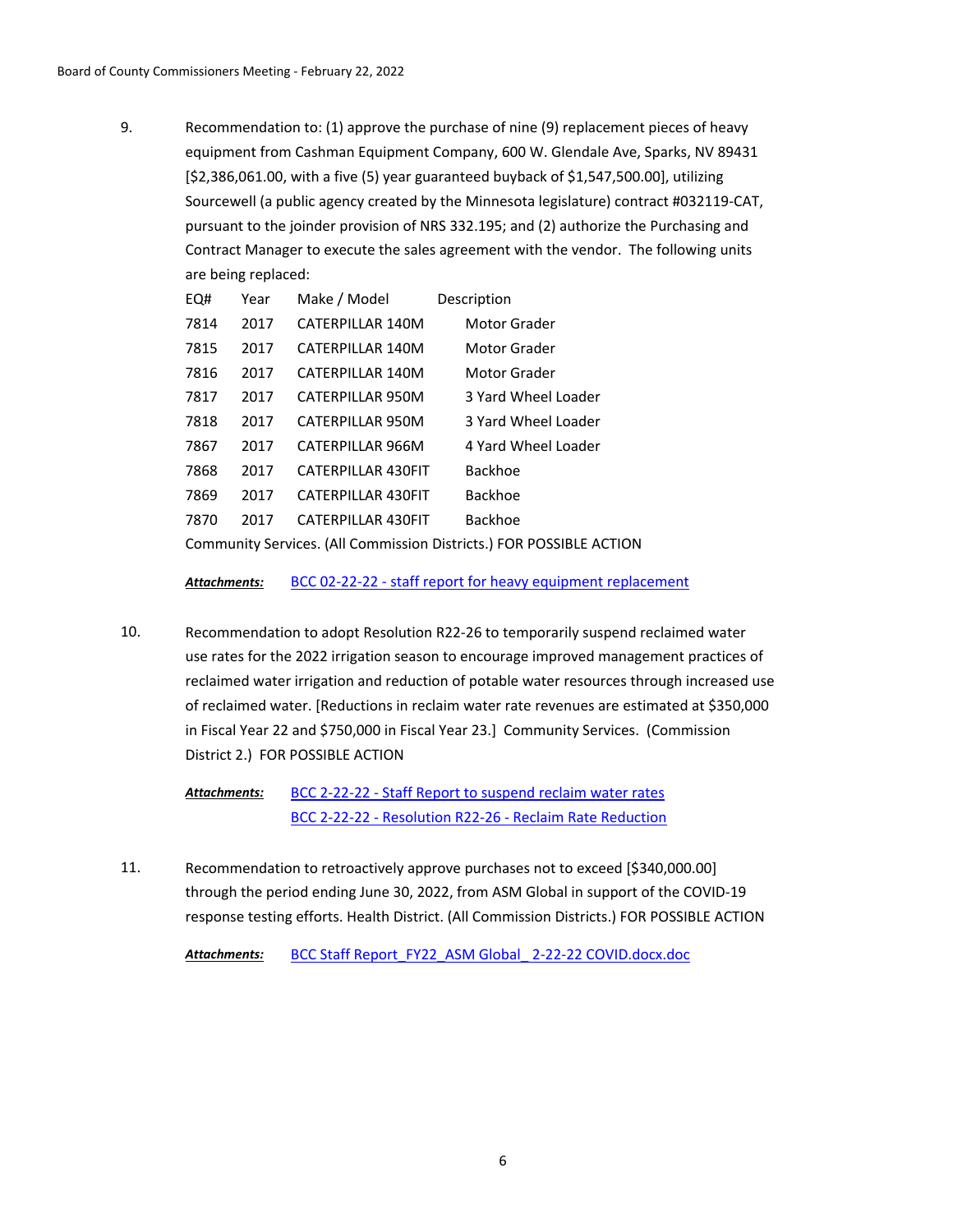9. Recommendation to: (1) approve the purchase of nine (9) replacement pieces of heavy equipment from Cashman Equipment Company, 600 W. Glendale Ave, Sparks, NV 89431 [$2,386,061.00, with a five (5) year guaranteed buyback of $1,547,500.00], utilizing Sourcewell (a public agency created by the Minnesota legislature) contract #032119-CAT, pursuant to the joinder provision of NRS 332.195; and (2) authorize the Purchasing and Contract Manager to execute the sales agreement with the vendor. The following units are being replaced:

| EQ# | Year | Make / Model | Description |
|---|---|---|---|
| 7814 | 2017 | CATERPILLAR 140M | Motor Grader |
| 7815 | 2017 | CATERPILLAR 140M | Motor Grader |
| 7816 | 2017 | CATERPILLAR 140M | Motor Grader |
| 7817 | 2017 | CATERPILLAR 950M | 3 Yard Wheel Loader |
| 7818 | 2017 | CATERPILLAR 950M | 3 Yard Wheel Loader |
| 7867 | 2017 | CATERPILLAR 966M | 4 Yard Wheel Loader |
| 7868 | 2017 | CATERPILLAR 430FIT | Backhoe |
| 7869 | 2017 | CATERPILLAR 430FIT | Backhoe |
| 7870 | 2017 | CATERPILLAR 430FIT | Backhoe |

Community Services. (All Commission Districts.) FOR POSSIBLE ACTION

***Attachments:*** BCC 02-22-22 - staff report for heavy equipment replacement

10. Recommendation to adopt Resolution R22-26 to temporarily suspend reclaimed water use rates for the 2022 irrigation season to encourage improved management practices of reclaimed water irrigation and reduction of potable water resources through increased use of reclaimed water. [Reductions in reclaim water rate revenues are estimated at $350,000 in Fiscal Year 22 and $750,000 in Fiscal Year 23.] Community Services. (Commission District 2.) FOR POSSIBLE ACTION

***Attachments:*** BCC 2-22-22 - Staff Report to suspend reclaim water rates
BCC 2-22-22 - Resolution R22-26 - Reclaim Rate Reduction

11. Recommendation to retroactively approve purchases not to exceed [$340,000.00] through the period ending June 30, 2022, from ASM Global in support of the COVID-19 response testing efforts. Health District. (All Commission Districts.) FOR POSSIBLE ACTION

***Attachments:*** BCC Staff Report_FY22_ASM Global_ 2-22-22 COVID.docx.doc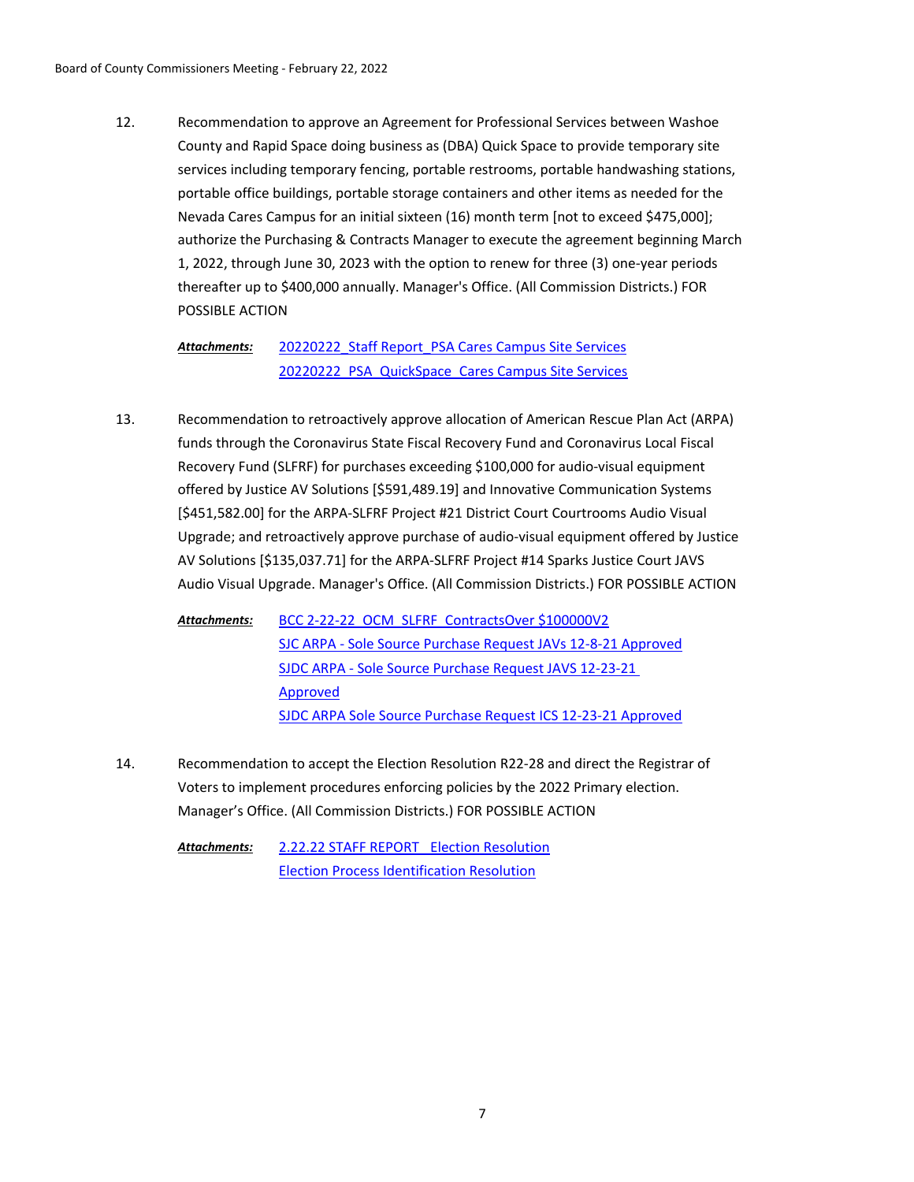12. Recommendation to approve an Agreement for Professional Services between Washoe County and Rapid Space doing business as (DBA) Quick Space to provide temporary site services including temporary fencing, portable restrooms, portable handwashing stations, portable office buildings, portable storage containers and other items as needed for the Nevada Cares Campus for an initial sixteen (16) month term [not to exceed $475,000]; authorize the Purchasing & Contracts Manager to execute the agreement beginning March 1, 2022, through June 30, 2023 with the option to renew for three (3) one-year periods thereafter up to $400,000 annually. Manager's Office. (All Commission Districts.) FOR POSSIBLE ACTION

    ***Attachments:*** 20220222_Staff Report_PSA Cares Campus Site Services
    20220222_PSA_QuickSpace_Cares Campus Site Services

13. Recommendation to retroactively approve allocation of American Rescue Plan Act (ARPA) funds through the Coronavirus State Fiscal Recovery Fund and Coronavirus Local Fiscal Recovery Fund (SLFRF) for purchases exceeding $100,000 for audio-visual equipment offered by Justice AV Solutions [$591,489.19] and Innovative Communication Systems [$451,582.00] for the ARPA-SLFRF Project #21 District Court Courtrooms Audio Visual Upgrade; and retroactively approve purchase of audio-visual equipment offered by Justice AV Solutions [$135,037.71] for the ARPA-SLFRF Project #14 Sparks Justice Court JAVS Audio Visual Upgrade. Manager's Office. (All Commission Districts.) FOR POSSIBLE ACTION

    ***Attachments:*** BCC 2-22-22_OCM_SLFRF_ContractsOver $100000V2
    SJC ARPA - Sole Source Purchase Request JAVs 12-8-21 Approved
    SJDC ARPA - Sole Source Purchase Request JAVS 12-23-21 Approved
    SJDC ARPA Sole Source Purchase Request ICS 12-23-21 Approved

14. Recommendation to accept the Election Resolution R22-28 and direct the Registrar of Voters to implement procedures enforcing policies by the 2022 Primary election. Manager's Office. (All Commission Districts.) FOR POSSIBLE ACTION

    ***Attachments:*** 2.22.22 STAFF REPORT_Election Resolution
    Election Process Identification Resolution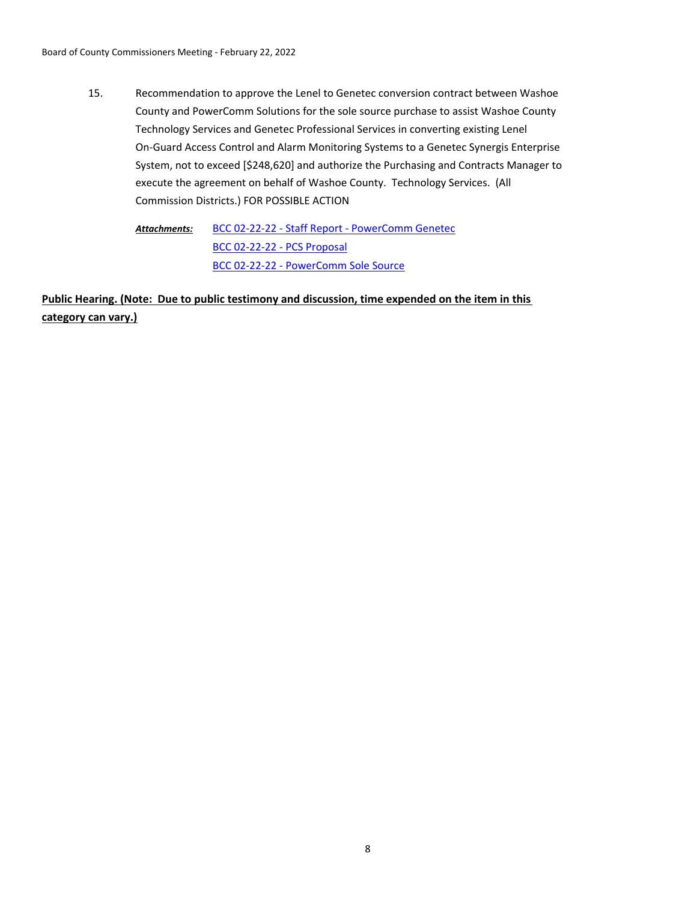15. Recommendation to approve the Lenel to Genetec conversion contract between Washoe County and PowerComm Solutions for the sole source purchase to assist Washoe County Technology Services and Genetec Professional Services in converting existing Lenel On-Guard Access Control and Alarm Monitoring Systems to a Genetec Synergis Enterprise System, not to exceed [$248,620] and authorize the Purchasing and Contracts Manager to execute the agreement on behalf of Washoe County. Technology Services. (All Commission Districts.) FOR POSSIBLE ACTION

***Attachments:*** BCC 02-22-22 - Staff Report - PowerComm Genetec
BCC 02-22-22 - PCS Proposal
BCC 02-22-22 - PowerComm Sole Source

**Public Hearing. (Note: Due to public testimony and discussion, time expended on the item in this category can vary.)**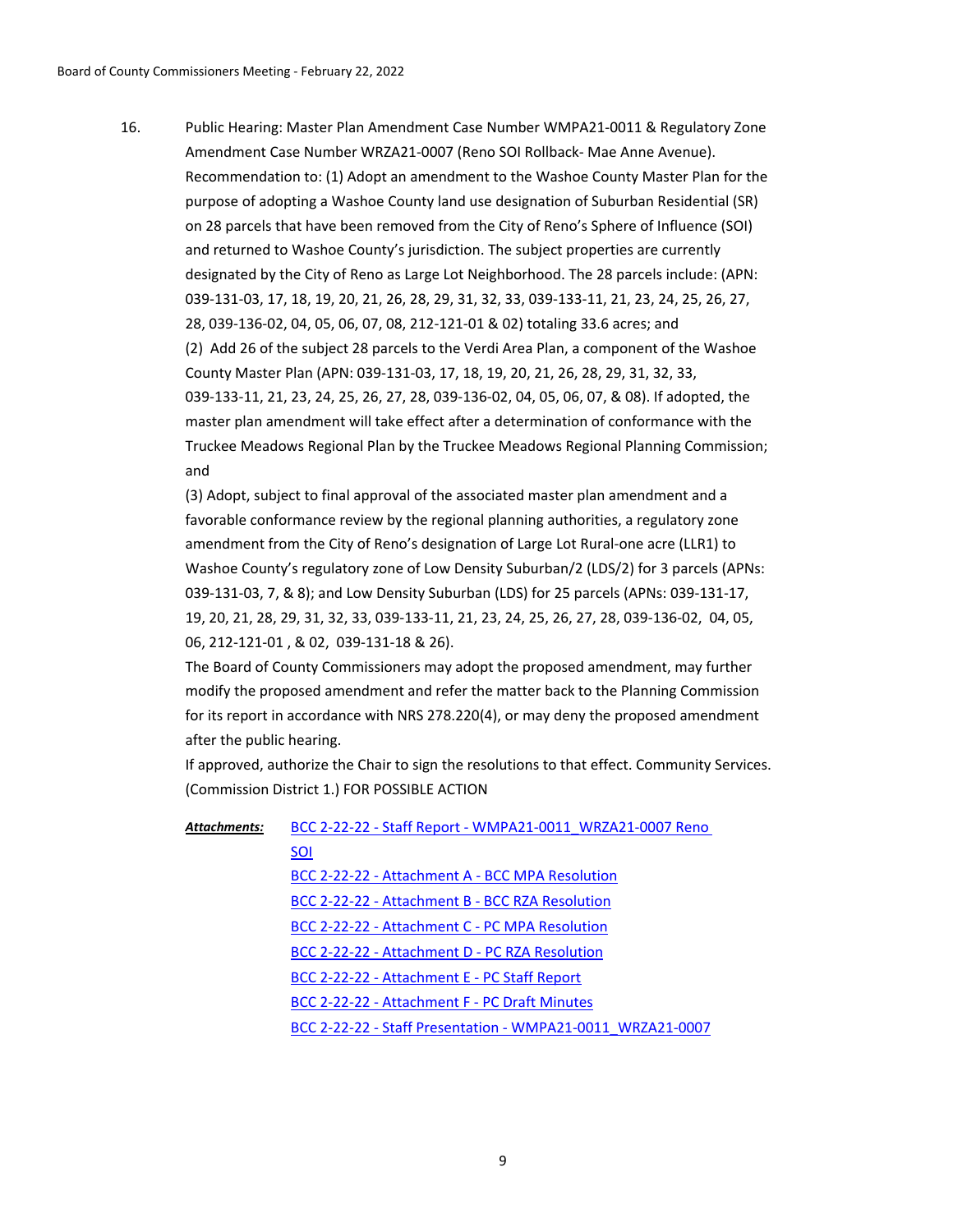16. Public Hearing: Master Plan Amendment Case Number WMPA21-0011 & Regulatory Zone Amendment Case Number WRZA21-0007 (Reno SOI Rollback- Mae Anne Avenue). Recommendation to: (1) Adopt an amendment to the Washoe County Master Plan for the purpose of adopting a Washoe County land use designation of Suburban Residential (SR) on 28 parcels that have been removed from the City of Reno's Sphere of Influence (SOI) and returned to Washoe County's jurisdiction. The subject properties are currently designated by the City of Reno as Large Lot Neighborhood. The 28 parcels include: (APN: 039-131-03, 17, 18, 19, 20, 21, 26, 28, 29, 31, 32, 33, 039-133-11, 21, 23, 24, 25, 26, 27, 28, 039-136-02, 04, 05, 06, 07, 08, 212-121-01 & 02) totaling 33.6 acres; and

    (2) Add 26 of the subject 28 parcels to the Verdi Area Plan, a component of the Washoe County Master Plan (APN: 039-131-03, 17, 18, 19, 20, 21, 26, 28, 29, 31, 32, 33, 039-133-11, 21, 23, 24, 25, 26, 27, 28, 039-136-02, 04, 05, 06, 07, & 08). If adopted, the master plan amendment will take effect after a determination of conformance with the Truckee Meadows Regional Plan by the Truckee Meadows Regional Planning Commission; and

    (3) Adopt, subject to final approval of the associated master plan amendment and a favorable conformance review by the regional planning authorities, a regulatory zone amendment from the City of Reno's designation of Large Lot Rural-one acre (LLR1) to Washoe County's regulatory zone of Low Density Suburban/2 (LDS/2) for 3 parcels (APNs: 039-131-03, 7, & 8); and Low Density Suburban (LDS) for 25 parcels (APNs: 039-131-17, 19, 20, 21, 28, 29, 31, 32, 33, 039-133-11, 21, 23, 24, 25, 26, 27, 28, 039-136-02, 04, 05, 06, 212-121-01 , & 02, 039-131-18 & 26).

    The Board of County Commissioners may adopt the proposed amendment, may further modify the proposed amendment and refer the matter back to the Planning Commission for its report in accordance with NRS 278.220(4), or may deny the proposed amendment after the public hearing.

    If approved, authorize the Chair to sign the resolutions to that effect. Community Services. (Commission District 1.) FOR POSSIBLE ACTION

***Attachments:***
- BCC 2-22-22 - Staff Report - WMPA21-0011_WRZA21-0007 Reno SOI
- BCC 2-22-22 - Attachment A - BCC MPA Resolution
- BCC 2-22-22 - Attachment B - BCC RZA Resolution
- BCC 2-22-22 - Attachment C - PC MPA Resolution
- BCC 2-22-22 - Attachment D - PC RZA Resolution
- BCC 2-22-22 - Attachment E - PC Staff Report
- BCC 2-22-22 - Attachment F - PC Draft Minutes
- BCC 2-22-22 - Staff Presentation - WMPA21-0011_WRZA21-0007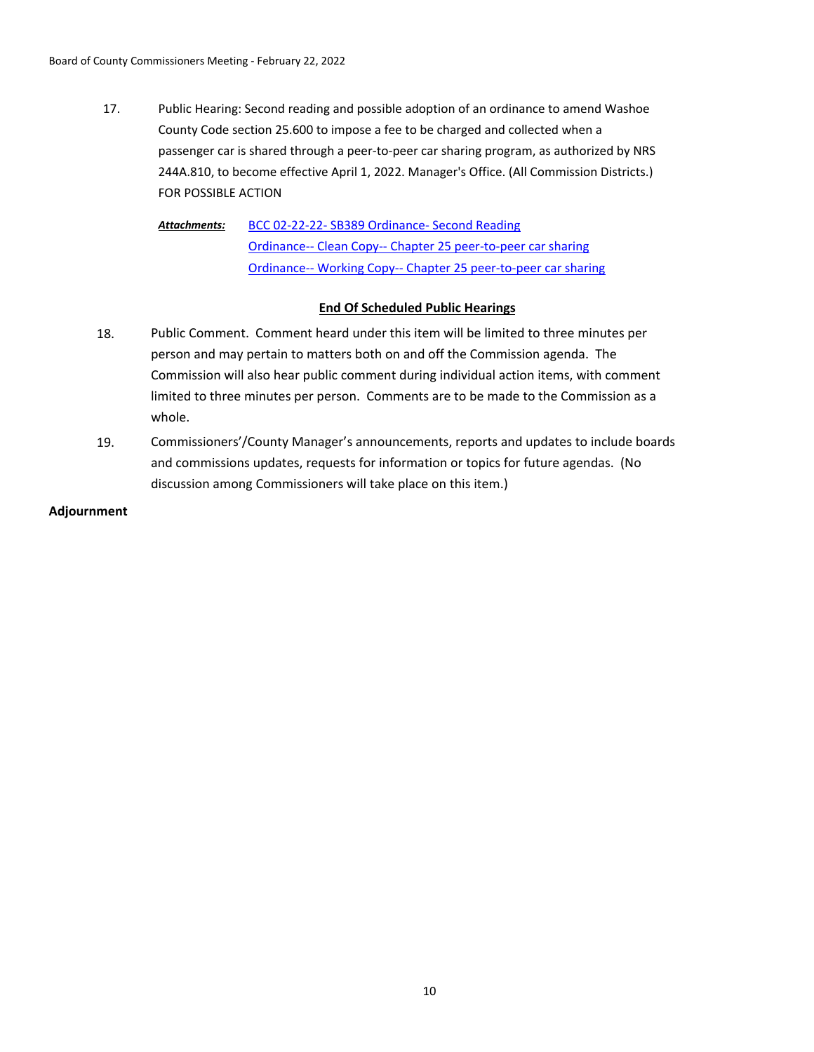17. Public Hearing: Second reading and possible adoption of an ordinance to amend Washoe County Code section 25.600 to impose a fee to be charged and collected when a passenger car is shared through a peer-to-peer car sharing program, as authorized by NRS 244A.810, to become effective April 1, 2022. Manager's Office. (All Commission Districts.) FOR POSSIBLE ACTION

    ***Attachments:*** BCC 02-22-22- SB389 Ordinance- Second Reading
    Ordinance-- Clean Copy-- Chapter 25 peer-to-peer car sharing
    Ordinance-- Working Copy-- Chapter 25 peer-to-peer car sharing

**End Of Scheduled Public Hearings**

18. Public Comment. Comment heard under this item will be limited to three minutes per person and may pertain to matters both on and off the Commission agenda. The Commission will also hear public comment during individual action items, with comment limited to three minutes per person. Comments are to be made to the Commission as a whole.

19. Commissioners'/County Manager's announcements, reports and updates to include boards and commissions updates, requests for information or topics for future agendas. (No discussion among Commissioners will take place on this item.)

**Adjournment**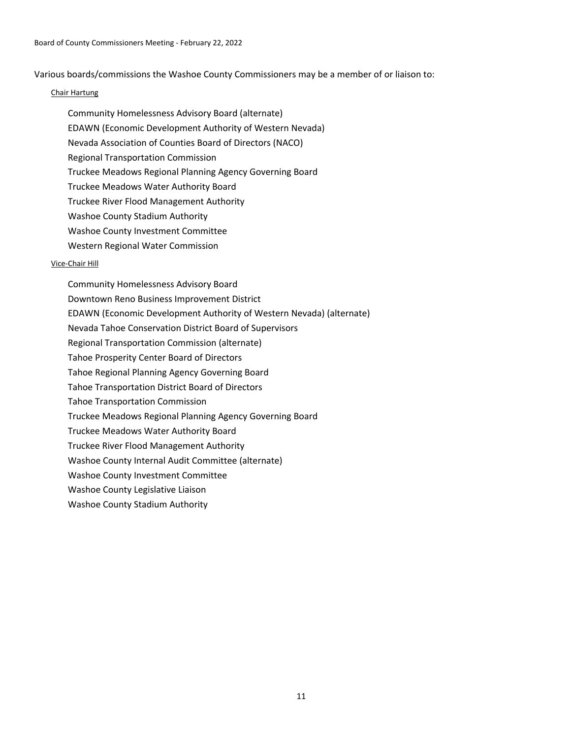Various boards/commissions the Washoe County Commissioners may be a member of or liaison to:

Chair Hartung

- Community Homelessness Advisory Board (alternate)
- EDAWN (Economic Development Authority of Western Nevada)
- Nevada Association of Counties Board of Directors (NACO)
- Regional Transportation Commission
- Truckee Meadows Regional Planning Agency Governing Board
- Truckee Meadows Water Authority Board
- Truckee River Flood Management Authority
- Washoe County Stadium Authority
- Washoe County Investment Committee
- Western Regional Water Commission

Vice-Chair Hill

- Community Homelessness Advisory Board
- Downtown Reno Business Improvement District
- EDAWN (Economic Development Authority of Western Nevada) (alternate)
- Nevada Tahoe Conservation District Board of Supervisors
- Regional Transportation Commission (alternate)
- Tahoe Prosperity Center Board of Directors
- Tahoe Regional Planning Agency Governing Board
- Tahoe Transportation District Board of Directors
- Tahoe Transportation Commission
- Truckee Meadows Regional Planning Agency Governing Board
- Truckee Meadows Water Authority Board
- Truckee River Flood Management Authority
- Washoe County Internal Audit Committee (alternate)
- Washoe County Investment Committee
- Washoe County Legislative Liaison
- Washoe County Stadium Authority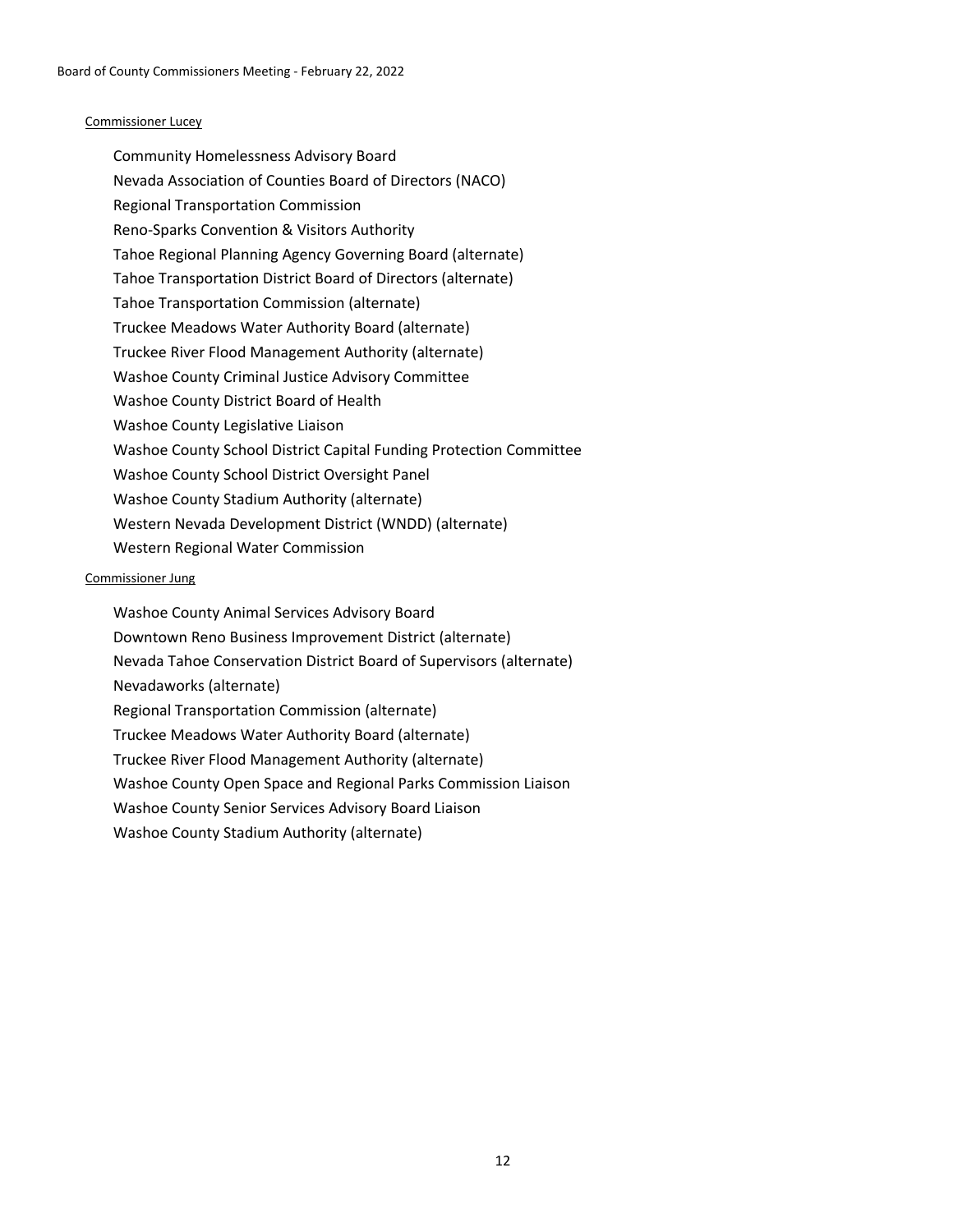Commissioner Lucey

Community Homelessness Advisory Board
Nevada Association of Counties Board of Directors (NACO)
Regional Transportation Commission
Reno-Sparks Convention & Visitors Authority
Tahoe Regional Planning Agency Governing Board (alternate)
Tahoe Transportation District Board of Directors (alternate)
Tahoe Transportation Commission (alternate)
Truckee Meadows Water Authority Board (alternate)
Truckee River Flood Management Authority (alternate)
Washoe County Criminal Justice Advisory Committee
Washoe County District Board of Health
Washoe County Legislative Liaison
Washoe County School District Capital Funding Protection Committee
Washoe County School District Oversight Panel
Washoe County Stadium Authority (alternate)
Western Nevada Development District (WNDD) (alternate)
Western Regional Water Commission

Commissioner Jung

Washoe County Animal Services Advisory Board
Downtown Reno Business Improvement District (alternate)
Nevada Tahoe Conservation District Board of Supervisors (alternate)
Nevadaworks (alternate)
Regional Transportation Commission (alternate)
Truckee Meadows Water Authority Board (alternate)
Truckee River Flood Management Authority (alternate)
Washoe County Open Space and Regional Parks Commission Liaison
Washoe County Senior Services Advisory Board Liaison
Washoe County Stadium Authority (alternate)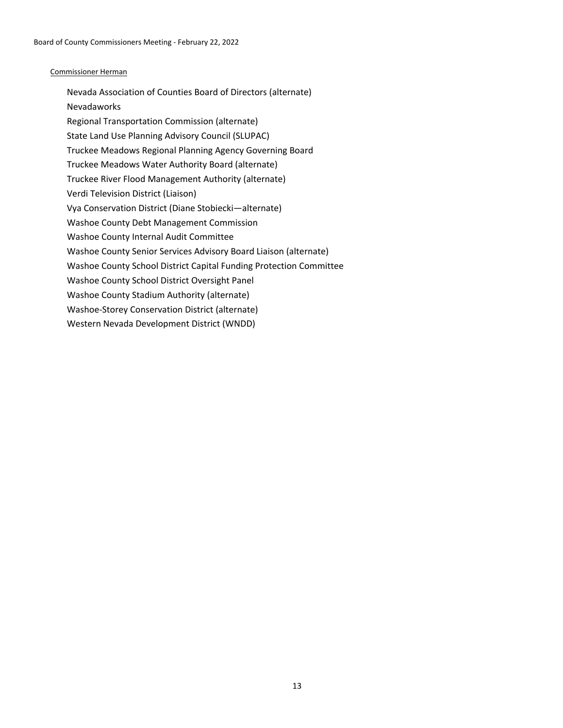Commissioner Herman

Nevada Association of Counties Board of Directors (alternate)
Nevadaworks
Regional Transportation Commission (alternate)
State Land Use Planning Advisory Council (SLUPAC)
Truckee Meadows Regional Planning Agency Governing Board
Truckee Meadows Water Authority Board (alternate)
Truckee River Flood Management Authority (alternate)
Verdi Television District (Liaison)
Vya Conservation District (Diane Stobiecki—alternate)
Washoe County Debt Management Commission
Washoe County Internal Audit Committee
Washoe County Senior Services Advisory Board Liaison (alternate)
Washoe County School District Capital Funding Protection Committee
Washoe County School District Oversight Panel
Washoe County Stadium Authority (alternate)
Washoe-Storey Conservation District (alternate)
Western Nevada Development District (WNDD)